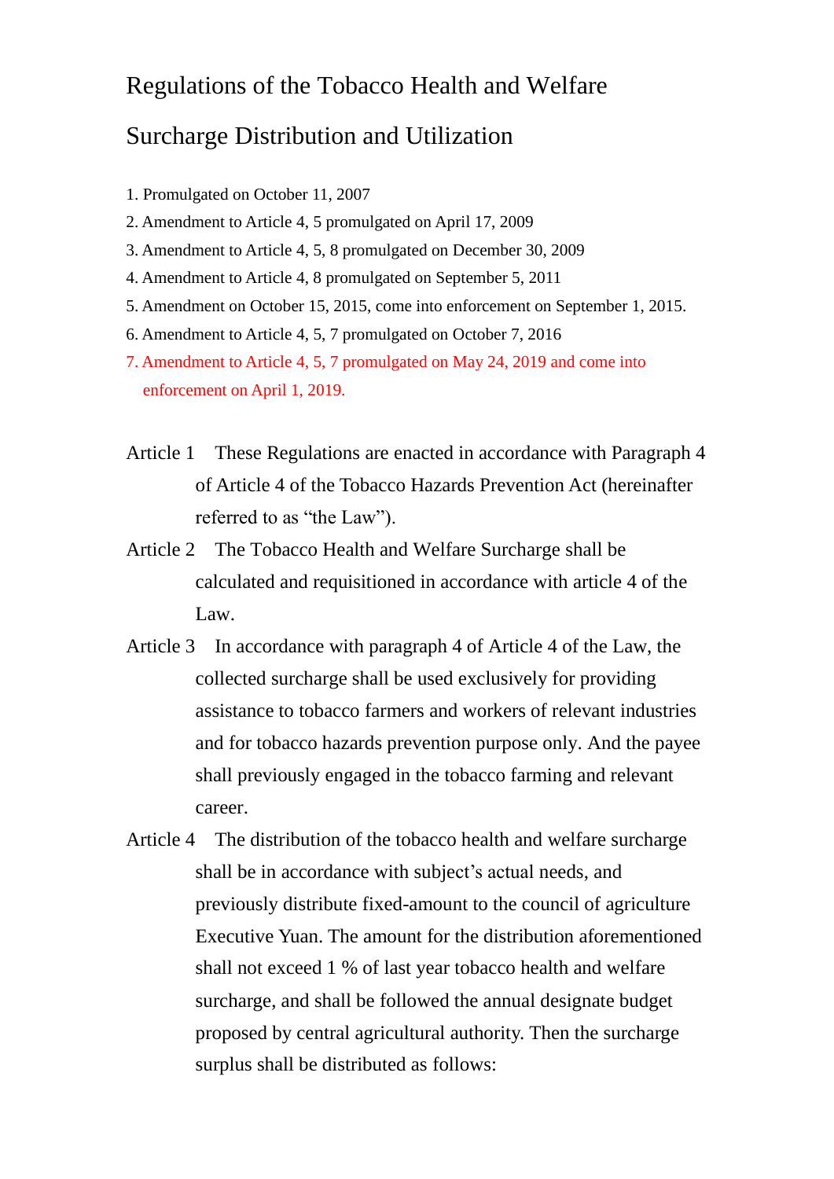# Regulations of the Tobacco Health and Welfare Surcharge Distribution and Utilization

1. Promulgated on October 11, 2007
2. Amendment to Article 4, 5 promulgated on April 17, 2009
3. Amendment to Article 4, 5, 8 promulgated on December 30, 2009
4. Amendment to Article 4, 8 promulgated on September 5, 2011
5. Amendment on October 15, 2015, come into enforcement on September 1, 2015.
6. Amendment to Article 4, 5, 7 promulgated on October 7, 2016
7. Amendment to Article 4, 5, 7 promulgated on May 24, 2019 and come into enforcement on April 1, 2019.

Article 1　These Regulations are enacted in accordance with Paragraph 4 of Article 4 of the Tobacco Hazards Prevention Act (hereinafter referred to as "the Law").

Article 2　The Tobacco Health and Welfare Surcharge shall be calculated and requisitioned in accordance with article 4 of the Law.

Article 3　In accordance with paragraph 4 of Article 4 of the Law, the collected surcharge shall be used exclusively for providing assistance to tobacco farmers and workers of relevant industries and for tobacco hazards prevention purpose only. And the payee shall previously engaged in the tobacco farming and relevant career.

Article 4　The distribution of the tobacco health and welfare surcharge shall be in accordance with subject's actual needs, and previously distribute fixed-amount to the council of agriculture Executive Yuan. The amount for the distribution aforementioned shall not exceed 1 % of last year tobacco health and welfare surcharge, and shall be followed the annual designate budget proposed by central agricultural authority. Then the surcharge surplus shall be distributed as follows: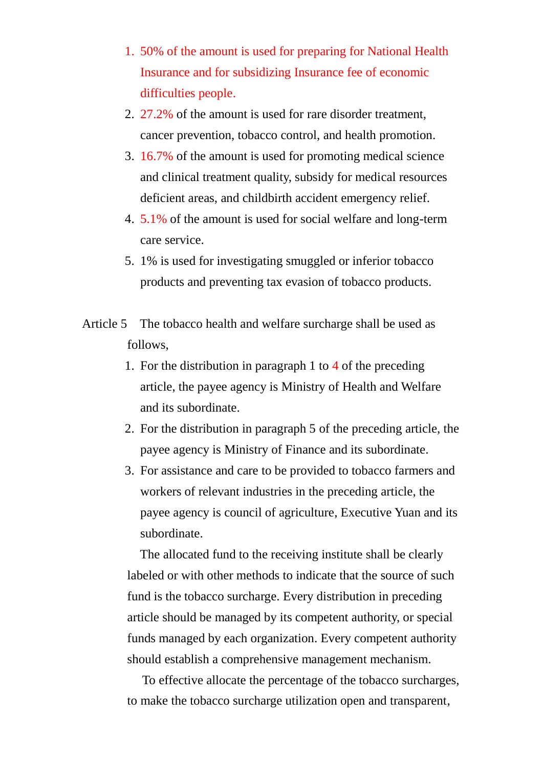1. 50% of the amount is used for preparing for National Health Insurance and for subsidizing Insurance fee of economic difficulties people.
2. 27.2% of the amount is used for rare disorder treatment, cancer prevention, tobacco control, and health promotion.
3. 16.7% of the amount is used for promoting medical science and clinical treatment quality, subsidy for medical resources deficient areas, and childbirth accident emergency relief.
4. 5.1% of the amount is used for social welfare and long-term care service.
5. 1% is used for investigating smuggled or inferior tobacco products and preventing tax evasion of tobacco products.

Article 5 The tobacco health and welfare surcharge shall be used as follows,

1. For the distribution in paragraph 1 to 4 of the preceding article, the payee agency is Ministry of Health and Welfare and its subordinate.
2. For the distribution in paragraph 5 of the preceding article, the payee agency is Ministry of Finance and its subordinate.
3. For assistance and care to be provided to tobacco farmers and workers of relevant industries in the preceding article, the payee agency is council of agriculture, Executive Yuan and its subordinate.

The allocated fund to the receiving institute shall be clearly labeled or with other methods to indicate that the source of such fund is the tobacco surcharge. Every distribution in preceding article should be managed by its competent authority, or special funds managed by each organization. Every competent authority should establish a comprehensive management mechanism.

To effective allocate the percentage of the tobacco surcharges, to make the tobacco surcharge utilization open and transparent,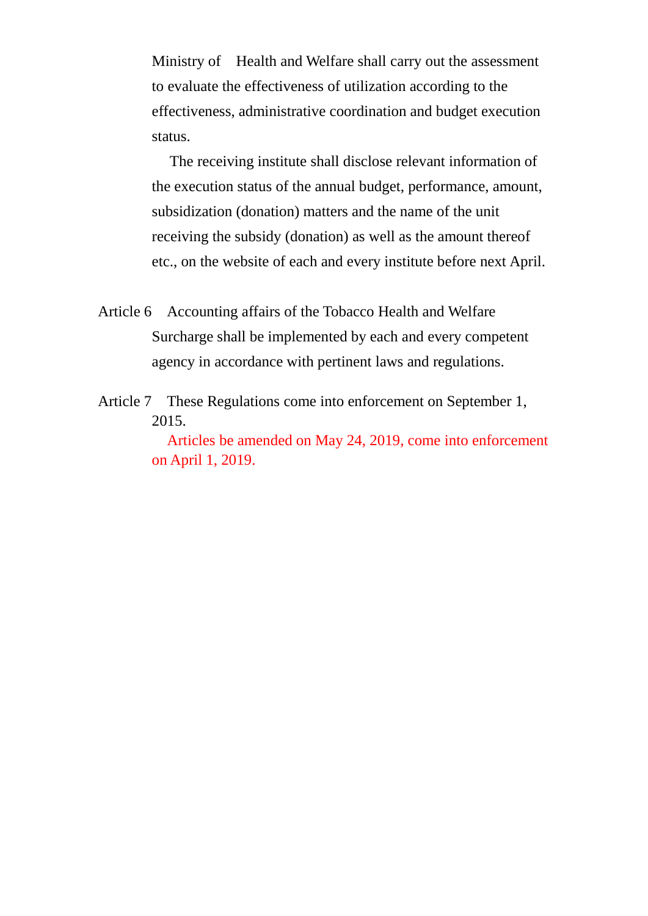Ministry of Health and Welfare shall carry out the assessment to evaluate the effectiveness of utilization according to the effectiveness, administrative coordination and budget execution status.

The receiving institute shall disclose relevant information of the execution status of the annual budget, performance, amount, subsidization (donation) matters and the name of the unit receiving the subsidy (donation) as well as the amount thereof etc., on the website of each and every institute before next April.

Article 6 Accounting affairs of the Tobacco Health and Welfare Surcharge shall be implemented by each and every competent agency in accordance with pertinent laws and regulations.

Article 7 These Regulations come into enforcement on September 1, 2015.

Articles be amended on May 24, 2019, come into enforcement on April 1, 2019.